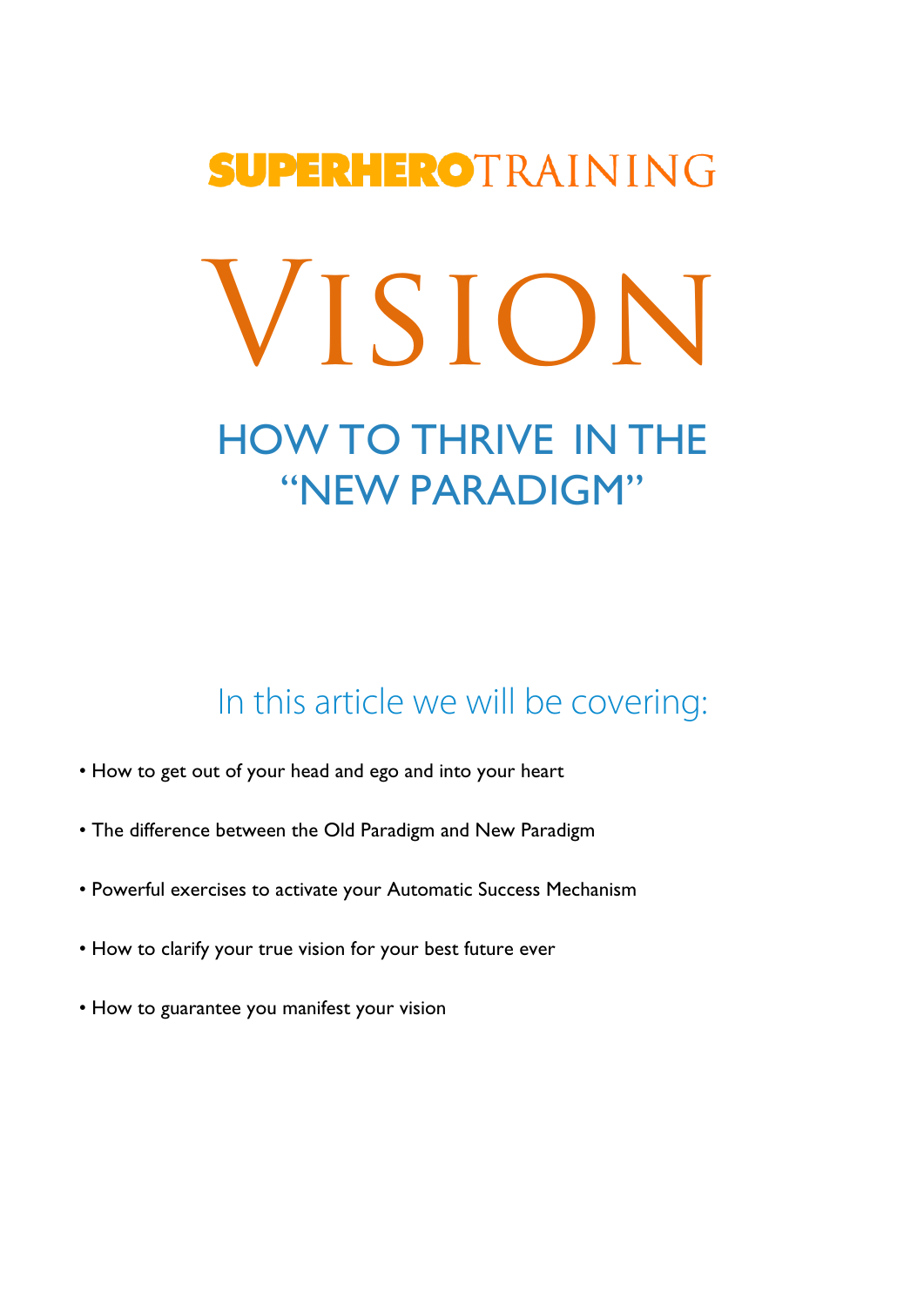**SUPERHERO**TRAINING

# VISION

## HOW TO THRIVE IN THE "NEW PARADIGM"

### In this article we will be covering:

- How to get out of your head and ego and into your heart
- The difference between the Old Paradigm and New Paradigm
- Powerful exercises to activate your Automatic Success Mechanism
- How to clarify your true vision for your best future ever
- How to guarantee you manifest your vision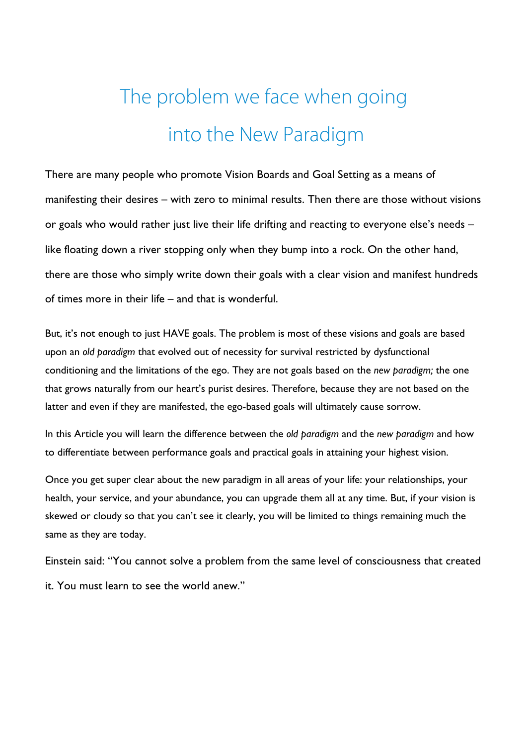# The problem we face when going into the New Paradigm

There are many people who promote Vision Boards and Goal Setting as a means of manifesting their desires – with zero to minimal results. Then there are those without visions or goals who would rather just live their life drifting and reacting to everyone else's needs – like floating down a river stopping only when they bump into a rock. On the other hand, there are those who simply write down their goals with a clear vision and manifest hundreds of times more in their life – and that is wonderful.

But, it's not enough to just HAVE goals. The problem is most of these visions and goals are based upon an *old paradigm* that evolved out of necessity for survival restricted by dysfunctional conditioning and the limitations of the ego. They are not goals based on the *new paradigm;* the one that grows naturally from our heart's purist desires. Therefore, because they are not based on the latter and even if they are manifested, the ego-based goals will ultimately cause sorrow.

In this Article you will learn the difference between the *old paradigm* and the *new paradigm* and how to differentiate between performance goals and practical goals in attaining your highest vision.

Once you get super clear about the new paradigm in all areas of your life: your relationships, your health, your service, and your abundance, you can upgrade them all at any time. But, if your vision is skewed or cloudy so that you can't see it clearly, you will be limited to things remaining much the same as they are today.

Einstein said: "You cannot solve a problem from the same level of consciousness that created it. You must learn to see the world anew."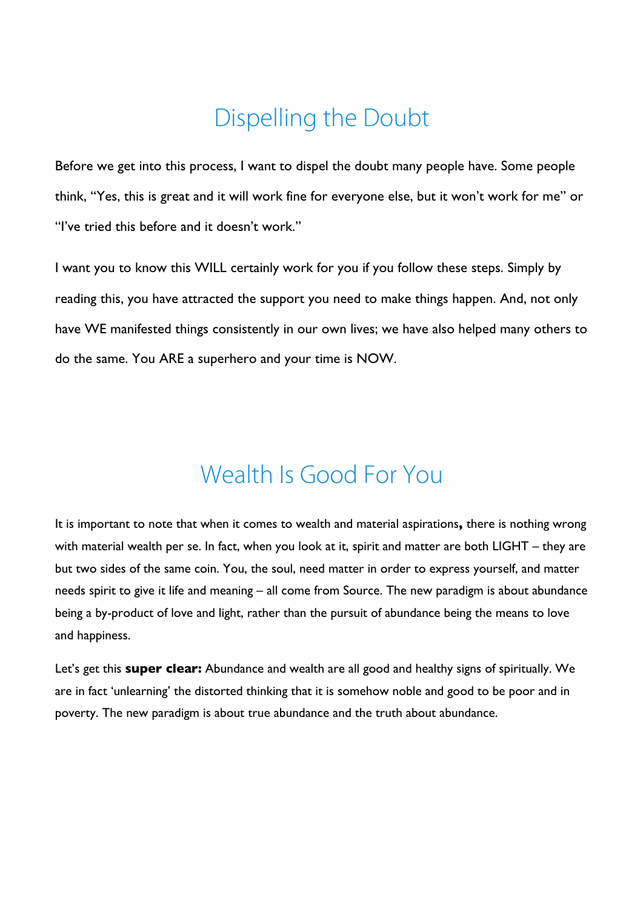## Dispelling the Doubt

Before we get into this process, I want to dispel the doubt many people have. Some people think, "Yes, this is great and it will work fine for everyone else, but it won't work for me" or "I've tried this before and it doesn't work."

I want you to know this WILL certainly work for you if you follow these steps. Simply by reading this, you have attracted the support you need to make things happen. And, not only have WE manifested things consistently in our own lives; we have also helped many others to do the same. You ARE a superhero and your time is NOW.

## Wealth Is Good For You

It is important to note that when it comes to wealth and material aspirations**,** there is nothing wrong with material wealth per se. In fact, when you look at it, spirit and matter are both LIGHT – they are but two sides of the same coin. You, the soul, need matter in order to express yourself, and matter needs spirit to give it life and meaning – all come from Source. The new paradigm is about abundance being a by-product of love and light, rather than the pursuit of abundance being the means to love and happiness.

Let's get this **super clear:** Abundance and wealth are all good and healthy signs of spiritually. We are in fact 'unlearning' the distorted thinking that it is somehow noble and good to be poor and in poverty. The new paradigm is about true abundance and the truth about abundance.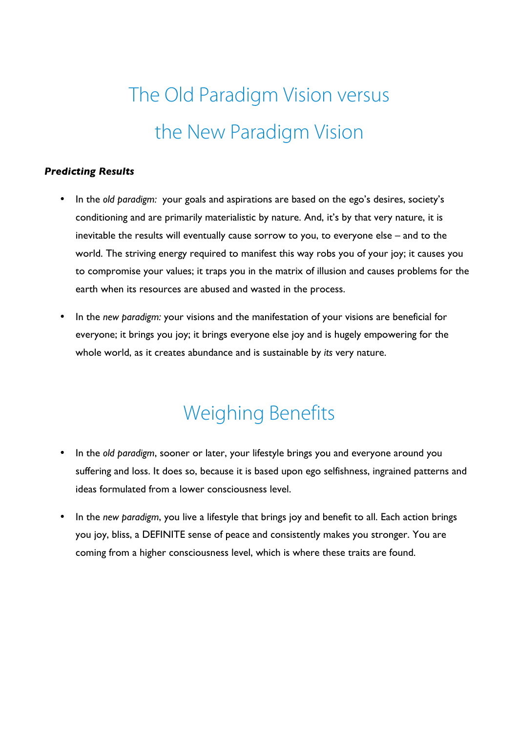# The Old Paradigm Vision versus the New Paradigm Vision

***Predicting Results***

- In the *old paradigm:* your goals and aspirations are based on the ego's desires, society's conditioning and are primarily materialistic by nature. And, it's by that very nature, it is inevitable the results will eventually cause sorrow to you, to everyone else – and to the world. The striving energy required to manifest this way robs you of your joy; it causes you to compromise your values; it traps you in the matrix of illusion and causes problems for the earth when its resources are abused and wasted in the process.

- In the *new paradigm:* your visions and the manifestation of your visions are beneficial for everyone; it brings you joy; it brings everyone else joy and is hugely empowering for the whole world, as it creates abundance and is sustainable by *its* very nature.

# Weighing Benefits

- In the *old paradigm*, sooner or later, your lifestyle brings you and everyone around you suffering and loss. It does so, because it is based upon ego selfishness, ingrained patterns and ideas formulated from a lower consciousness level.

- In the *new paradigm*, you live a lifestyle that brings joy and benefit to all. Each action brings you joy, bliss, a DEFINITE sense of peace and consistently makes you stronger. You are coming from a higher consciousness level, which is where these traits are found.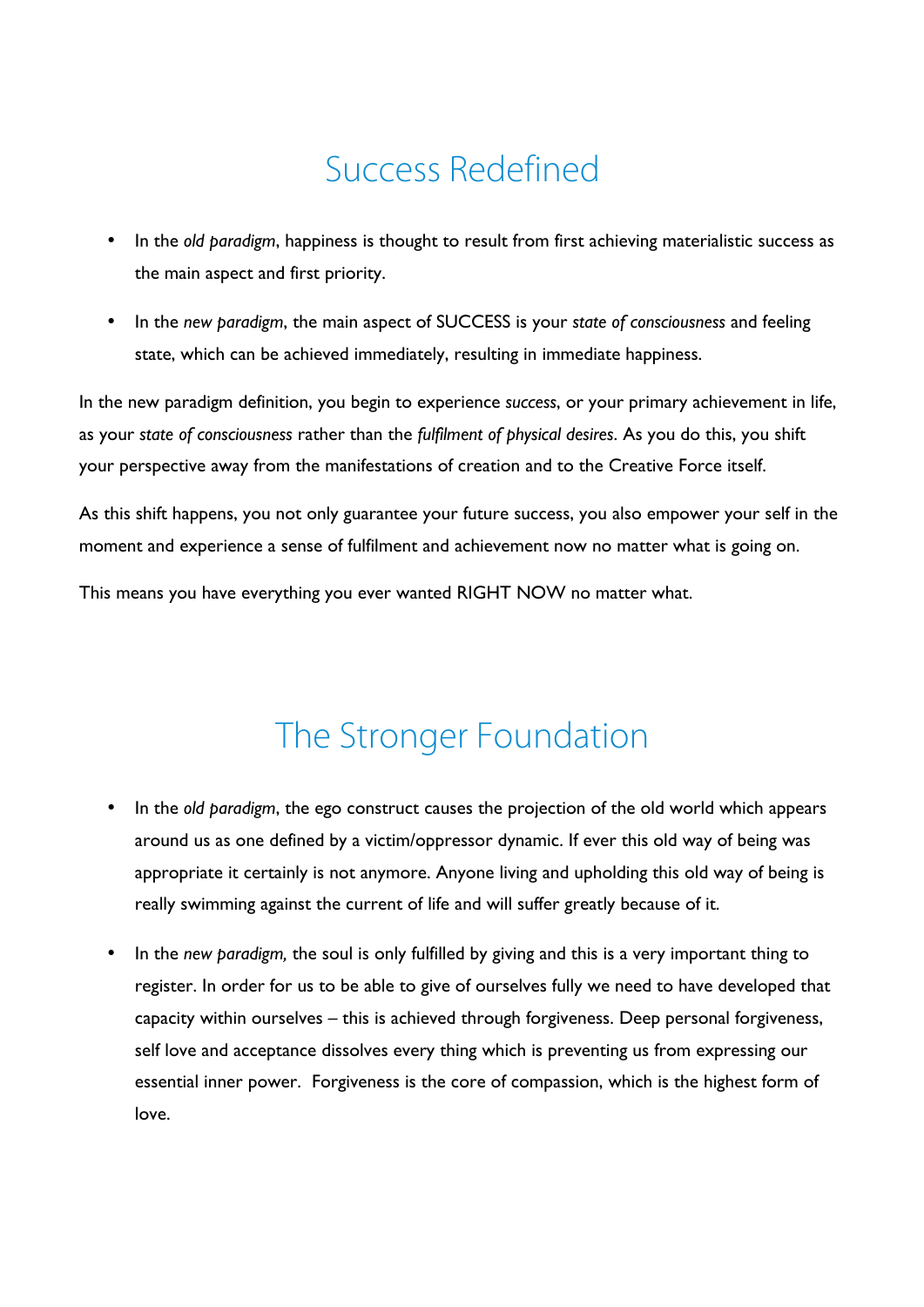## Success Redefined

- In the *old paradigm*, happiness is thought to result from first achieving materialistic success as the main aspect and first priority.
- In the *new paradigm*, the main aspect of SUCCESS is your *state of consciousness* and feeling state, which can be achieved immediately, resulting in immediate happiness.

In the new paradigm definition, you begin to experience *success*, or your primary achievement in life, as your *state of consciousness* rather than the *fulfilment of physical desires*. As you do this, you shift your perspective away from the manifestations of creation and to the Creative Force itself.

As this shift happens, you not only guarantee your future success, you also empower your self in the moment and experience a sense of fulfilment and achievement now no matter what is going on.

This means you have everything you ever wanted RIGHT NOW no matter what.

## The Stronger Foundation

- In the *old paradigm*, the ego construct causes the projection of the old world which appears around us as one defined by a victim/oppressor dynamic. If ever this old way of being was appropriate it certainly is not anymore. Anyone living and upholding this old way of being is really swimming against the current of life and will suffer greatly because of it.
- In the *new paradigm,* the soul is only fulfilled by giving and this is a very important thing to register. In order for us to be able to give of ourselves fully we need to have developed that capacity within ourselves – this is achieved through forgiveness. Deep personal forgiveness, self love and acceptance dissolves every thing which is preventing us from expressing our essential inner power. Forgiveness is the core of compassion, which is the highest form of love.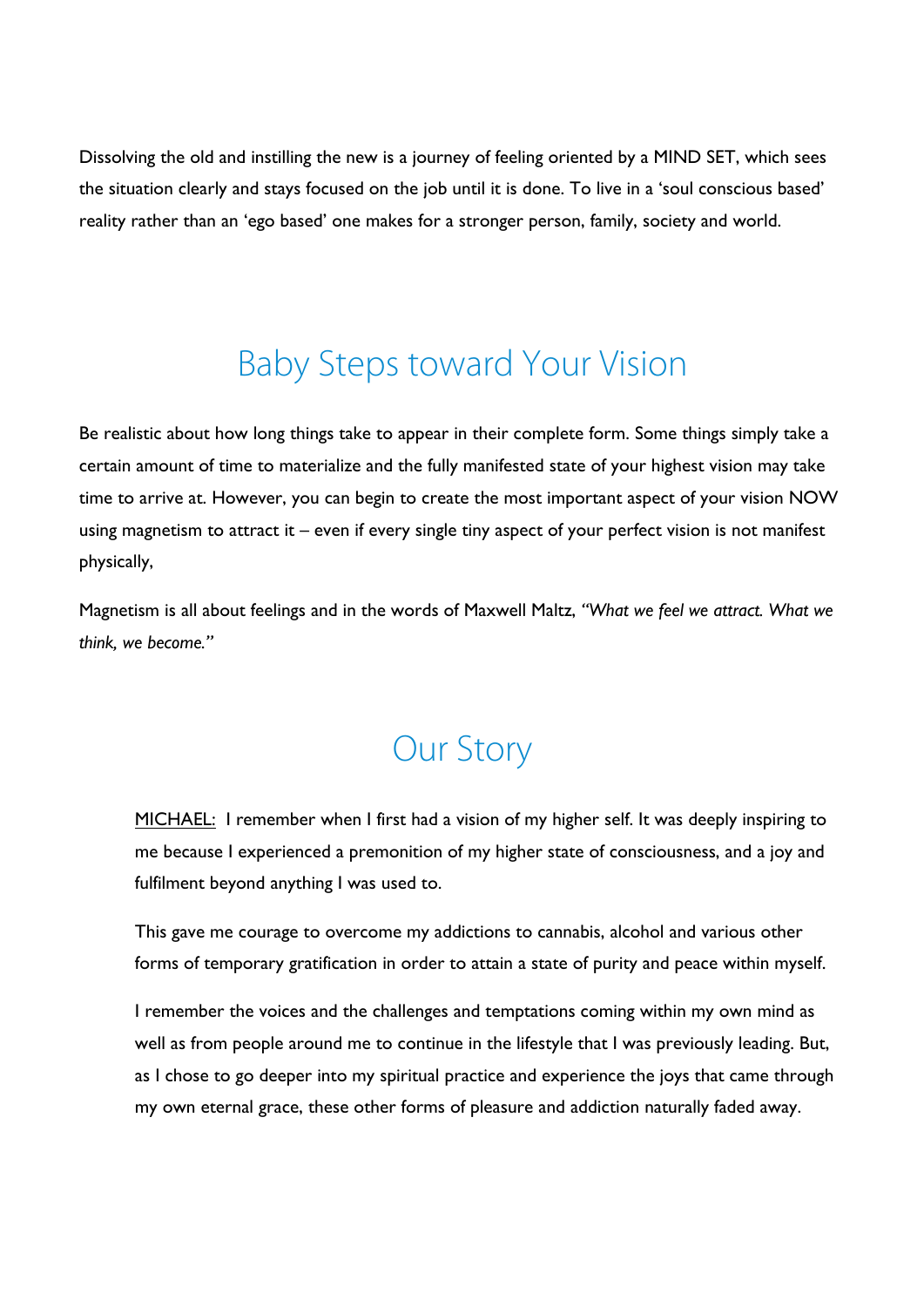Dissolving the old and instilling the new is a journey of feeling oriented by a MIND SET, which sees the situation clearly and stays focused on the job until it is done. To live in a 'soul conscious based' reality rather than an 'ego based' one makes for a stronger person, family, society and world.

## Baby Steps toward Your Vision

Be realistic about how long things take to appear in their complete form. Some things simply take a certain amount of time to materialize and the fully manifested state of your highest vision may take time to arrive at. However, you can begin to create the most important aspect of your vision NOW using magnetism to attract it – even if every single tiny aspect of your perfect vision is not manifest physically,

Magnetism is all about feelings and in the words of Maxwell Maltz, *"What we feel we attract. What we think, we become."*

## Our Story

> <u>MICHAEL:</u> I remember when I first had a vision of my higher self. It was deeply inspiring to me because I experienced a premonition of my higher state of consciousness, and a joy and fulfilment beyond anything I was used to.
>
> This gave me courage to overcome my addictions to cannabis, alcohol and various other forms of temporary gratification in order to attain a state of purity and peace within myself.
>
> I remember the voices and the challenges and temptations coming within my own mind as well as from people around me to continue in the lifestyle that I was previously leading. But, as I chose to go deeper into my spiritual practice and experience the joys that came through my own eternal grace, these other forms of pleasure and addiction naturally faded away.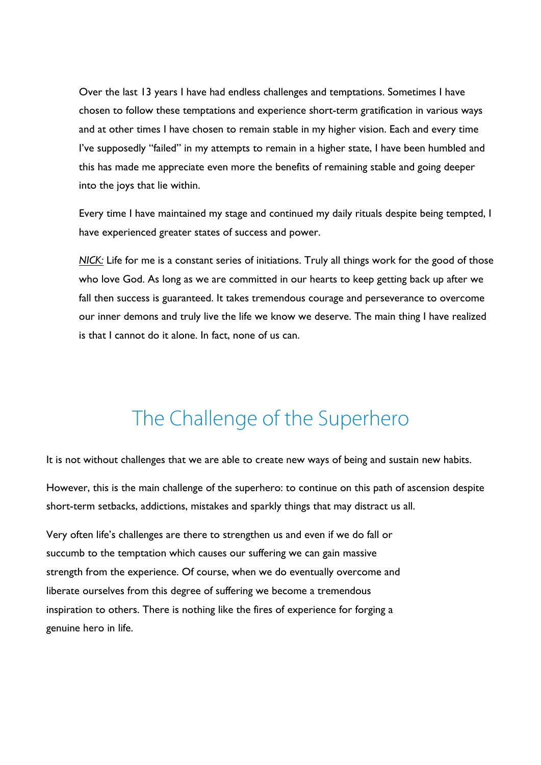Over the last 13 years I have had endless challenges and temptations. Sometimes I have chosen to follow these temptations and experience short-term gratification in various ways and at other times I have chosen to remain stable in my higher vision. Each and every time I've supposedly "failed" in my attempts to remain in a higher state, I have been humbled and this has made me appreciate even more the benefits of remaining stable and going deeper into the joys that lie within.

Every time I have maintained my stage and continued my daily rituals despite being tempted, I have experienced greater states of success and power.

*NICK:* Life for me is a constant series of initiations. Truly all things work for the good of those who love God. As long as we are committed in our hearts to keep getting back up after we fall then success is guaranteed. It takes tremendous courage and perseverance to overcome our inner demons and truly live the life we know we deserve. The main thing I have realized is that I cannot do it alone. In fact, none of us can.

## The Challenge of the Superhero

It is not without challenges that we are able to create new ways of being and sustain new habits.

However, this is the main challenge of the superhero: to continue on this path of ascension despite short-term setbacks, addictions, mistakes and sparkly things that may distract us all.

Very often life's challenges are there to strengthen us and even if we do fall or succumb to the temptation which causes our suffering we can gain massive strength from the experience. Of course, when we do eventually overcome and liberate ourselves from this degree of suffering we become a tremendous inspiration to others. There is nothing like the fires of experience for forging a genuine hero in life.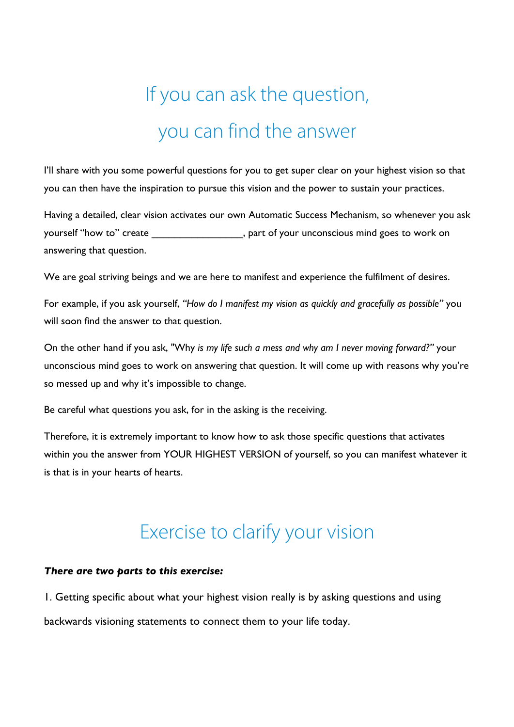# If you can ask the question, you can find the answer

I'll share with you some powerful questions for you to get super clear on your highest vision so that you can then have the inspiration to pursue this vision and the power to sustain your practices.

Having a detailed, clear vision activates our own Automatic Success Mechanism, so whenever you ask yourself "how to" create ________________, part of your unconscious mind goes to work on answering that question.

We are goal striving beings and we are here to manifest and experience the fulfilment of desires.

For example, if you ask yourself, *"How do I manifest my vision as quickly and gracefully as possible"* you will soon find the answer to that question.

On the other hand if you ask, "Why *is my life such a mess and why am I never moving forward?"* your unconscious mind goes to work on answering that question. It will come up with reasons why you're so messed up and why it's impossible to change.

Be careful what questions you ask, for in the asking is the receiving.

Therefore, it is extremely important to know how to ask those specific questions that activates within you the answer from YOUR HIGHEST VERSION of yourself, so you can manifest whatever it is that is in your hearts of hearts.

# Exercise to clarify your vision

***There are two parts to this exercise:***

1. Getting specific about what your highest vision really is by asking questions and using backwards visioning statements to connect them to your life today.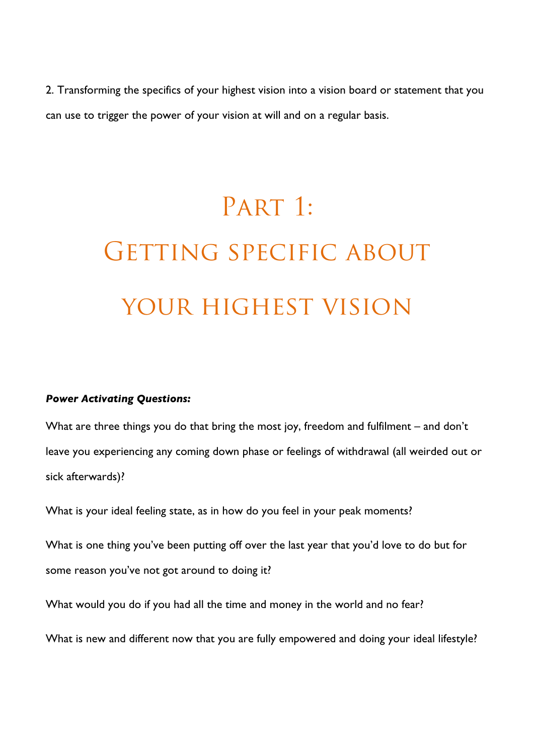2. Transforming the specifics of your highest vision into a vision board or statement that you can use to trigger the power of your vision at will and on a regular basis.

# Part 1: Getting specific about your highest vision

***Power Activating Questions:***

What are three things you do that bring the most joy, freedom and fulfilment – and don't leave you experiencing any coming down phase or feelings of withdrawal (all weirded out or sick afterwards)?

What is your ideal feeling state, as in how do you feel in your peak moments?

What is one thing you've been putting off over the last year that you'd love to do but for some reason you've not got around to doing it?

What would you do if you had all the time and money in the world and no fear?

What is new and different now that you are fully empowered and doing your ideal lifestyle?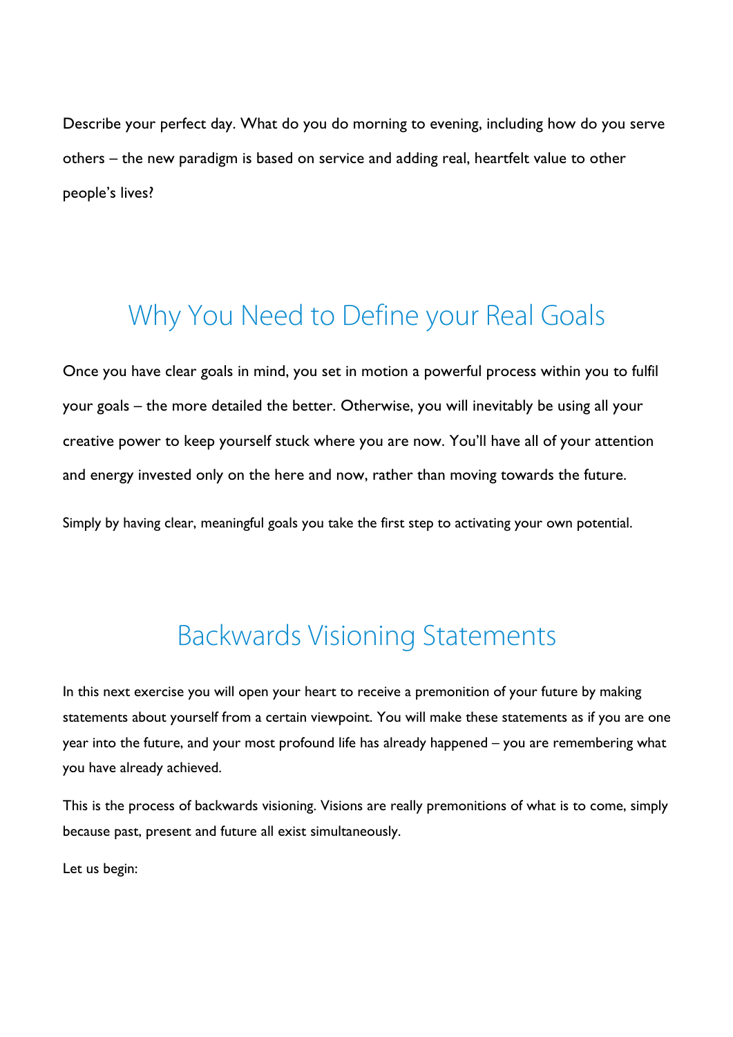Describe your perfect day. What do you do morning to evening, including how do you serve others – the new paradigm is based on service and adding real, heartfelt value to other people's lives?

## Why You Need to Define your Real Goals

Once you have clear goals in mind, you set in motion a powerful process within you to fulfil your goals – the more detailed the better. Otherwise, you will inevitably be using all your creative power to keep yourself stuck where you are now. You'll have all of your attention and energy invested only on the here and now, rather than moving towards the future.

Simply by having clear, meaningful goals you take the first step to activating your own potential.

## Backwards Visioning Statements

In this next exercise you will open your heart to receive a premonition of your future by making statements about yourself from a certain viewpoint. You will make these statements as if you are one year into the future, and your most profound life has already happened – you are remembering what you have already achieved.

This is the process of backwards visioning. Visions are really premonitions of what is to come, simply because past, present and future all exist simultaneously.

Let us begin: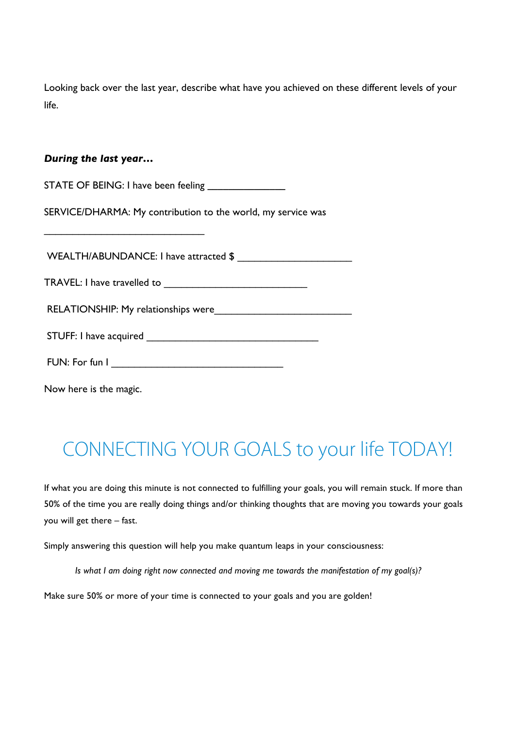Looking back over the last year, describe what have you achieved on these different levels of your life.

***During the last year…***

STATE OF BEING: I have been feeling _______________

SERVICE/DHARMA: My contribution to the world, my service was

______________________________

WEALTH/ABUNDANCE: I have attracted $ ______________________

TRAVEL: I have travelled to ___________________________

RELATIONSHIP: My relationships were__________________________

STUFF: I have acquired _________________________________

FUN: For fun I _________________________________

Now here is the magic.

## CONNECTING YOUR GOALS to your life TODAY!

If what you are doing this minute is not connected to fulfilling your goals, you will remain stuck. If more than 50% of the time you are really doing things and/or thinking thoughts that are moving you towards your goals you will get there – fast.

Simply answering this question will help you make quantum leaps in your consciousness:

> *Is what I am doing right now connected and moving me towards the manifestation of my goal(s)?*

Make sure 50% or more of your time is connected to your goals and you are golden!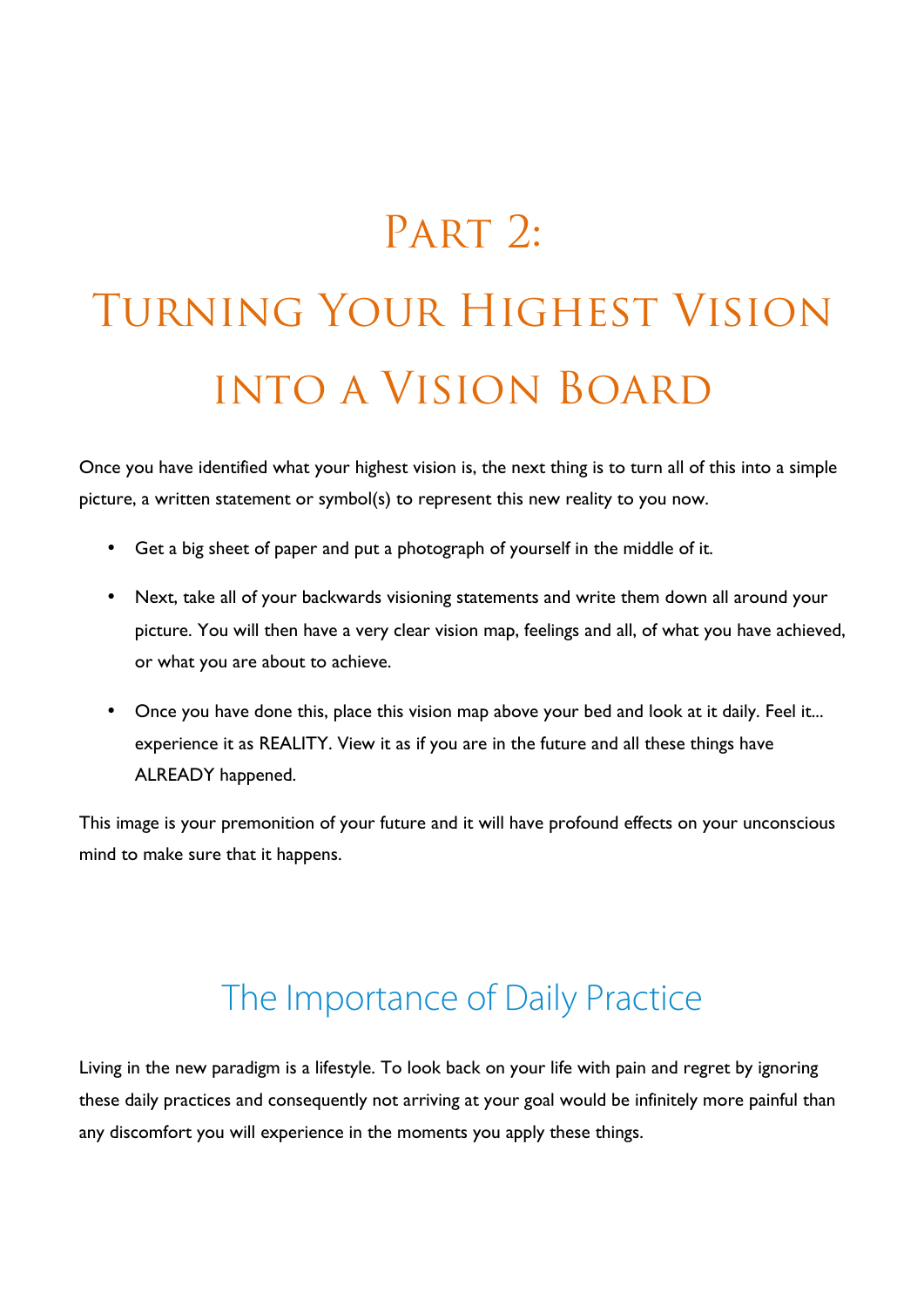# Part 2: Turning Your Highest Vision into a Vision Board

Once you have identified what your highest vision is, the next thing is to turn all of this into a simple picture, a written statement or symbol(s) to represent this new reality to you now.

- Get a big sheet of paper and put a photograph of yourself in the middle of it.
- Next, take all of your backwards visioning statements and write them down all around your picture. You will then have a very clear vision map, feelings and all, of what you have achieved, or what you are about to achieve.
- Once you have done this, place this vision map above your bed and look at it daily. Feel it... experience it as REALITY. View it as if you are in the future and all these things have ALREADY happened.

This image is your premonition of your future and it will have profound effects on your unconscious mind to make sure that it happens.

## The Importance of Daily Practice

Living in the new paradigm is a lifestyle. To look back on your life with pain and regret by ignoring these daily practices and consequently not arriving at your goal would be infinitely more painful than any discomfort you will experience in the moments you apply these things.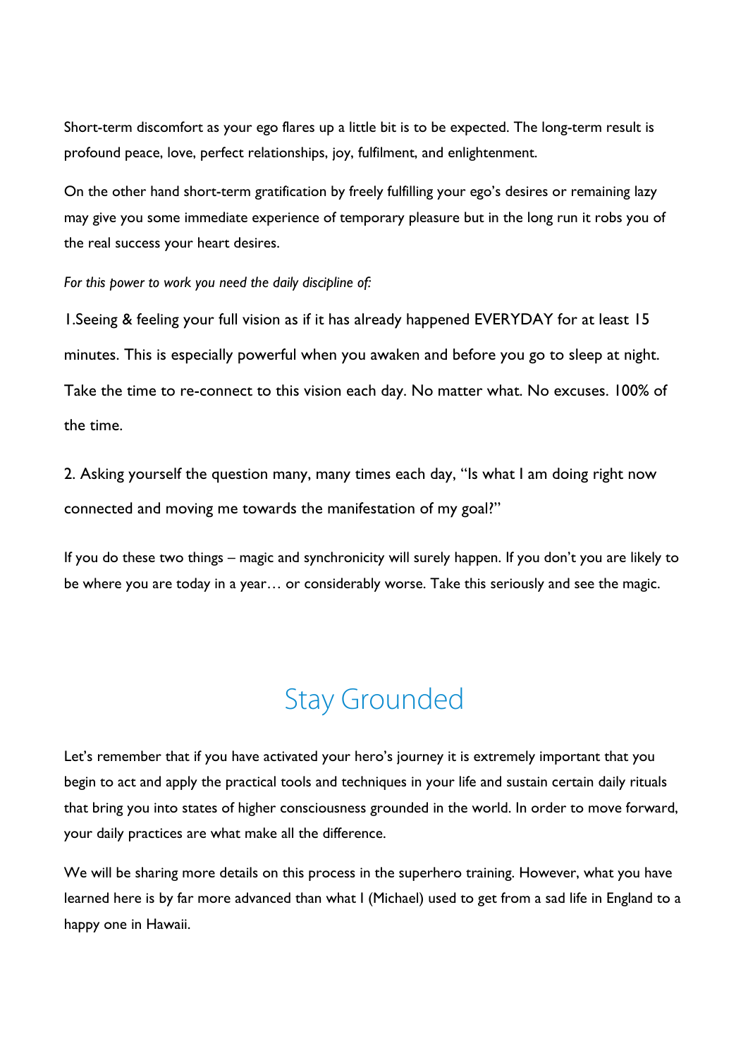Short-term discomfort as your ego flares up a little bit is to be expected. The long-term result is profound peace, love, perfect relationships, joy, fulfilment, and enlightenment.

On the other hand short-term gratification by freely fulfilling your ego's desires or remaining lazy may give you some immediate experience of temporary pleasure but in the long run it robs you of the real success your heart desires.

*For this power to work you need the daily discipline of:*

1.Seeing & feeling your full vision as if it has already happened EVERYDAY for at least 15 minutes. This is especially powerful when you awaken and before you go to sleep at night. Take the time to re-connect to this vision each day. No matter what. No excuses. 100% of the time.

2. Asking yourself the question many, many times each day, "Is what I am doing right now connected and moving me towards the manifestation of my goal?"

If you do these two things – magic and synchronicity will surely happen. If you don't you are likely to be where you are today in a year… or considerably worse. Take this seriously and see the magic.

## Stay Grounded

Let's remember that if you have activated your hero's journey it is extremely important that you begin to act and apply the practical tools and techniques in your life and sustain certain daily rituals that bring you into states of higher consciousness grounded in the world. In order to move forward, your daily practices are what make all the difference.

We will be sharing more details on this process in the superhero training. However, what you have learned here is by far more advanced than what I (Michael) used to get from a sad life in England to a happy one in Hawaii.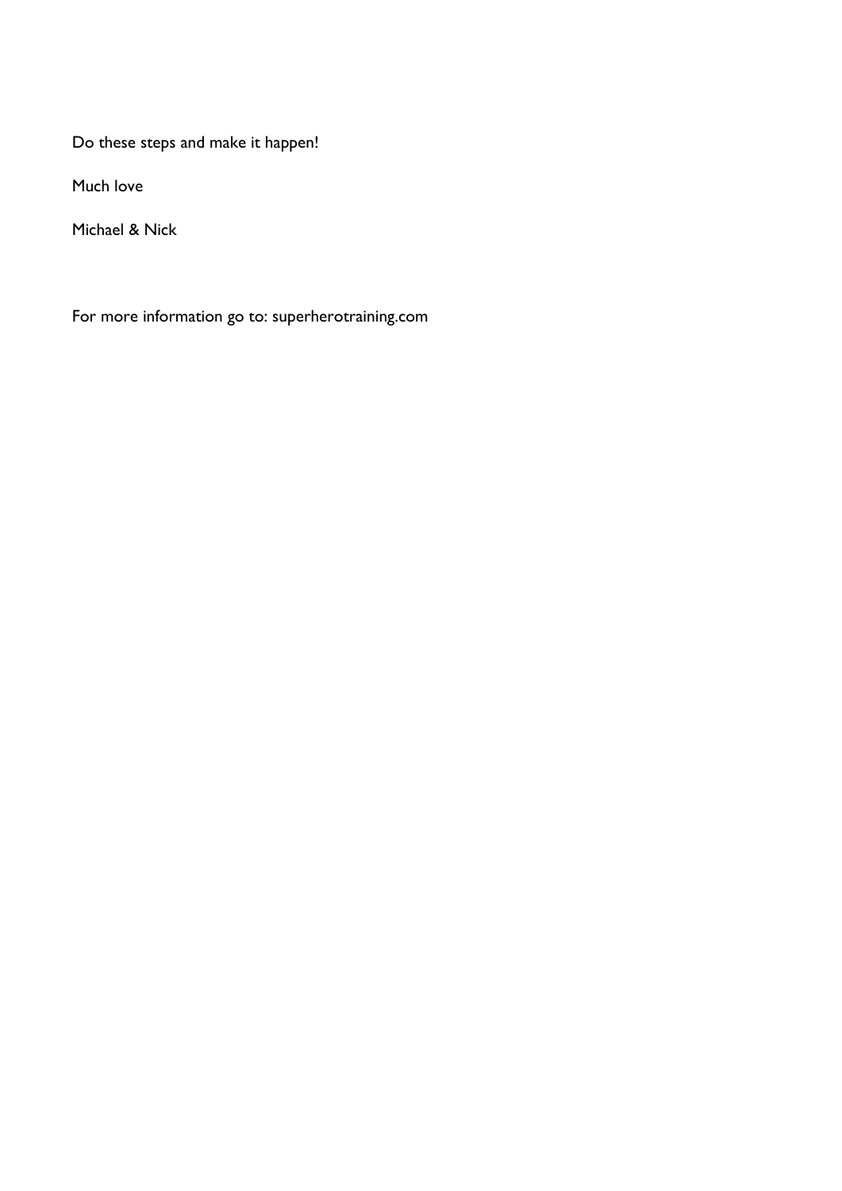Do these steps and make it happen!

Much love

Michael & Nick

For more information go to: superherotraining.com